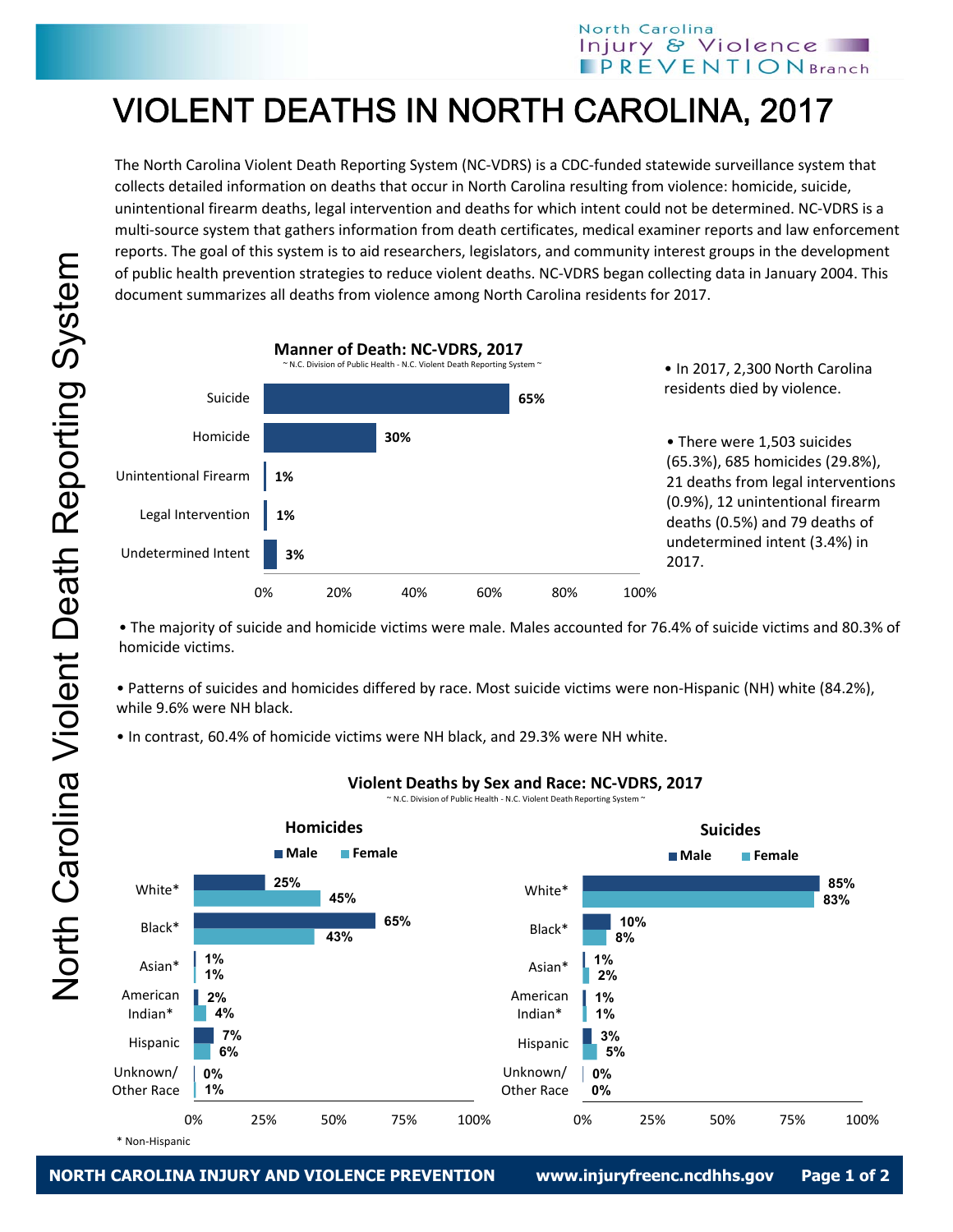# VIOLENT DEATHS IN NORTH CAROLINA, 2017

The North Carolina Violent Death Reporting System (NC-VDRS) is a CDC-funded statewide surveillance system that collects detailed information on deaths that occur in North Carolina resulting from violence: homicide, suicide, unintentional firearm deaths, legal intervention and deaths for which intent could not be determined. NC-VDRS is a multi-source system that gathers information from death certificates, medical examiner reports and law enforcement reports. The goal of this system is to aid researchers, legislators, and community interest groups in the development of public health prevention strategies to reduce violent deaths. NC-VDRS began collecting data in January 2004. This document summarizes all deaths from violence among North Carolina residents for 2017.

**Manner of Death: NC-VDRS, 2017**

~ N.C. Division of Public Health - N.C. Violent Death Reporting System ~

| Manner of Death | Percent |
|---|---|
| Suicide | 65% |
| Homicide | 30% |
| Unintentional Firearm | 1% |
| Legal Intervention | 1% |
| Undetermined Intent | 3% |

- In 2017, 2,300 North Carolina residents died by violence.
- There were 1,503 suicides (65.3%), 685 homicides (29.8%), 21 deaths from legal interventions (0.9%), 12 unintentional firearm deaths (0.5%) and 79 deaths of undetermined intent (3.4%) in 2017.

- The majority of suicide and homicide victims were male. Males accounted for 76.4% of suicide victims and 80.3% of homicide victims.
- Patterns of suicides and homicides differed by race. Most suicide victims were non-Hispanic (NH) white (84.2%), while 9.6% were NH black.
- In contrast, 60.4% of homicide victims were NH black, and 29.3% were NH white.

**Violent Deaths by Sex and Race: NC-VDRS, 2017**

~ N.C. Division of Public Health - N.C. Violent Death Reporting System ~

| Race | Homicides: Male | Homicides: Female | Suicides: Male | Suicides: Female |
|---|---|---|---|---|
| White* | 25% | 45% | 85% | 83% |
| Black* | 65% | 43% | 10% | 8% |
| Asian* | 1% | 1% | 1% | 2% |
| American Indian* | 2% | 4% | 1% | 1% |
| Hispanic | 7% | 6% | 3% | 5% |
| Unknown/ Other Race | 0% | 1% | 0% | 0% |

\* Non-Hispanic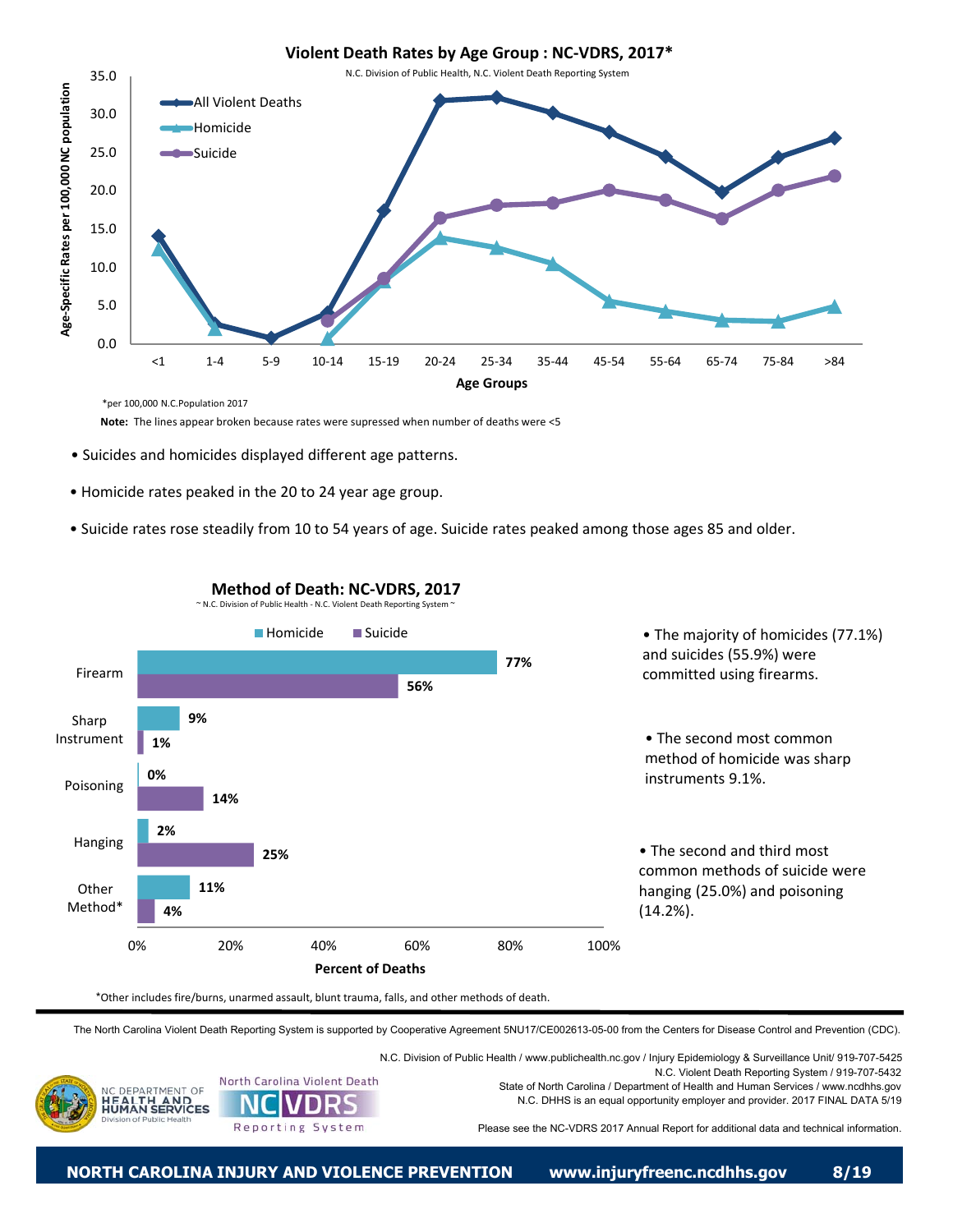## Violent Death Rates by Age Group : NC-VDRS, 2017*

N.C. Division of Public Health, N.C. Violent Death Reporting System

Age-Specific Rates per 100,000 NC population

35.0
30.0
25.0
20.0
15.0
10.0
5.0
0.0

All Violent Deaths
Homicide
Suicide

<1 1-4 5-9 10-14 15-19 20-24 25-34 35-44 45-54 55-64 65-74 75-84 >84

Age Groups

*per 100,000 N.C.Population 2017

**Note:** The lines appear broken because rates were supressed when number of deaths were <5

- Suicides and homicides displayed different age patterns.
- Homicide rates peaked in the 20 to 24 year age group.
- Suicide rates rose steadily from 10 to 54 years of age. Suicide rates peaked among those ages 85 and older.

## Method of Death: NC-VDRS, 2017

~ N.C. Division of Public Health - N.C. Violent Death Reporting System ~

Homicide
Suicide

Firearm 77% 56%
Sharp Instrument 9% 1%
Poisoning 0% 14%
Hanging 2% 25%
Other Method* 11% 4%

0% 20% 40% 60% 80% 100%

Percent of Deaths

*Other includes fire/burns, unarmed assault, blunt trauma, falls, and other methods of death.

- The majority of homicides (77.1%) and suicides (55.9%) were committed using firearms.
- The second most common method of homicide was sharp instruments 9.1%.
- The second and third most common methods of suicide were hanging (25.0%) and poisoning (14.2%).

The North Carolina Violent Death Reporting System is supported by Cooperative Agreement 5NU17/CE002613-05-00 from the Centers for Disease Control and Prevention (CDC).

N.C. Division of Public Health / www.publichealth.nc.gov / Injury Epidemiology & Surveillance Unit/ 919-707-5425
N.C. Violent Death Reporting System / 919-707-5432
State of North Carolina / Department of Health and Human Services / www.ncdhhs.gov
N.C. DHHS is an equal opportunity employer and provider. 2017 FINAL DATA 5/19

NC DEPARTMENT OF HEALTH AND HUMAN SERVICES Division of Public Health

North Carolina Violent Death NC VDRS Reporting System

Please see the NC-VDRS 2017 Annual Report for additional data and technical information.

NORTH CAROLINA INJURY AND VIOLENCE PREVENTION www.injuryfreenc.ncdhhs.gov